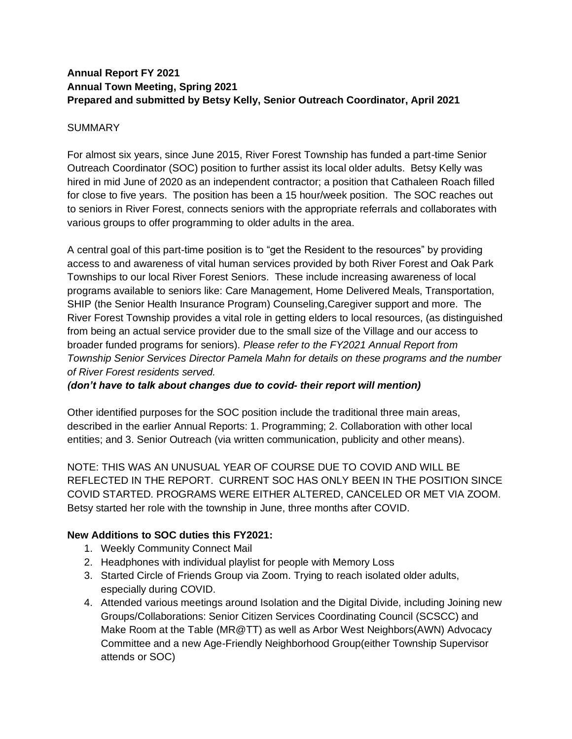**Annual Report FY 2021**
**Annual Town Meeting, Spring 2021**
**Prepared and submitted by Betsy Kelly, Senior Outreach Coordinator, April 2021**

SUMMARY

For almost six years, since June 2015, River Forest Township has funded a part-time Senior Outreach Coordinator (SOC) position to further assist its local older adults. Betsy Kelly was hired in mid June of 2020 as an independent contractor; a position that Cathaleen Roach filled for close to five years. The position has been a 15 hour/week position. The SOC reaches out to seniors in River Forest, connects seniors with the appropriate referrals and collaborates with various groups to offer programming to older adults in the area.

A central goal of this part-time position is to "get the Resident to the resources" by providing access to and awareness of vital human services provided by both River Forest and Oak Park Townships to our local River Forest Seniors. These include increasing awareness of local programs available to seniors like: Care Management, Home Delivered Meals, Transportation, SHIP (the Senior Health Insurance Program) Counseling,Caregiver support and more. The River Forest Township provides a vital role in getting elders to local resources, (as distinguished from being an actual service provider due to the small size of the Village and our access to broader funded programs for seniors). *Please refer to the FY2021 Annual Report from Township Senior Services Director Pamela Mahn for details on these programs and the number of River Forest residents served.*

***(don't have to talk about changes due to covid- their report will mention)***

Other identified purposes for the SOC position include the traditional three main areas, described in the earlier Annual Reports: 1. Programming; 2. Collaboration with other local entities; and 3. Senior Outreach (via written communication, publicity and other means).

NOTE: THIS WAS AN UNUSUAL YEAR OF COURSE DUE TO COVID AND WILL BE REFLECTED IN THE REPORT. CURRENT SOC HAS ONLY BEEN IN THE POSITION SINCE COVID STARTED. PROGRAMS WERE EITHER ALTERED, CANCELED OR MET VIA ZOOM. Betsy started her role with the township in June, three months after COVID.

**New Additions to SOC duties this FY2021:**

1. Weekly Community Connect Mail
2. Headphones with individual playlist for people with Memory Loss
3. Started Circle of Friends Group via Zoom. Trying to reach isolated older adults, especially during COVID.
4. Attended various meetings around Isolation and the Digital Divide, including Joining new Groups/Collaborations: Senior Citizen Services Coordinating Council (SCSCC) and Make Room at the Table (MR@TT) as well as Arbor West Neighbors(AWN) Advocacy Committee and a new Age-Friendly Neighborhood Group(either Township Supervisor attends or SOC)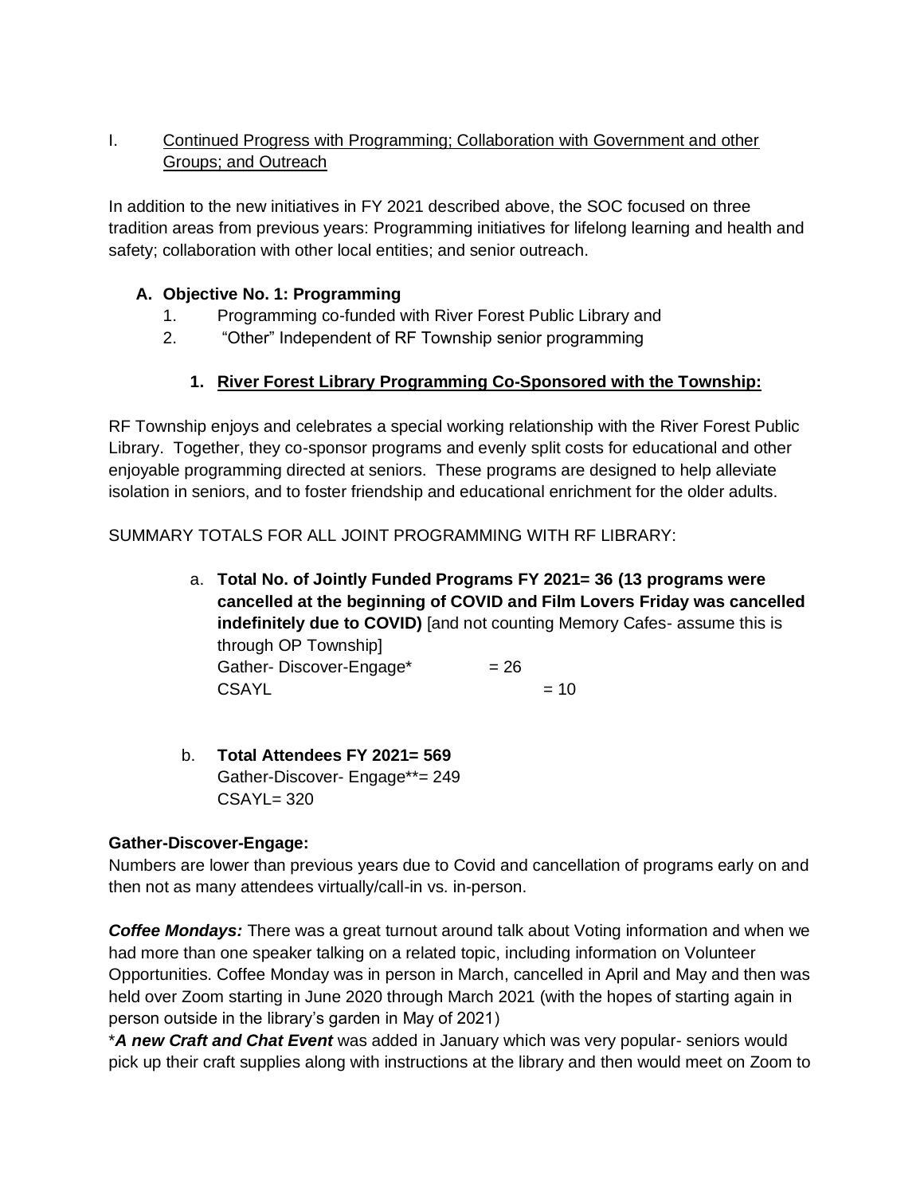I. Continued Progress with Programming; Collaboration with Government and other Groups; and Outreach

In addition to the new initiatives in FY 2021 described above, the SOC focused on three tradition areas from previous years: Programming initiatives for lifelong learning and health and safety; collaboration with other local entities; and senior outreach.

**A. Objective No. 1: Programming**

1. Programming co-funded with River Forest Public Library and
2. "Other" Independent of RF Township senior programming

**1. River Forest Library Programming Co-Sponsored with the Township:**

RF Township enjoys and celebrates a special working relationship with the River Forest Public Library. Together, they co-sponsor programs and evenly split costs for educational and other enjoyable programming directed at seniors. These programs are designed to help alleviate isolation in seniors, and to foster friendship and educational enrichment for the older adults.

SUMMARY TOTALS FOR ALL JOINT PROGRAMMING WITH RF LIBRARY:

a. **Total No. of Jointly Funded Programs FY 2021= 36 (13 programs were cancelled at the beginning of COVID and Film Lovers Friday was cancelled indefinitely due to COVID)** [and not counting Memory Cafes- assume this is through OP Township]
Gather- Discover-Engage* = 26
CSAYL = 10

b. **Total Attendees FY 2021= 569**
Gather-Discover- Engage**= 249
CSAYL= 320

**Gather-Discover-Engage:**
Numbers are lower than previous years due to Covid and cancellation of programs early on and then not as many attendees virtually/call-in vs. in-person.

***Coffee Mondays:*** There was a great turnout around talk about Voting information and when we had more than one speaker talking on a related topic, including information on Volunteer Opportunities. Coffee Monday was in person in March, cancelled in April and May and then was held over Zoom starting in June 2020 through March 2021 (with the hopes of starting again in person outside in the library's garden in May of 2021)

****A new Craft and Chat Event*** was added in January which was very popular- seniors would pick up their craft supplies along with instructions at the library and then would meet on Zoom to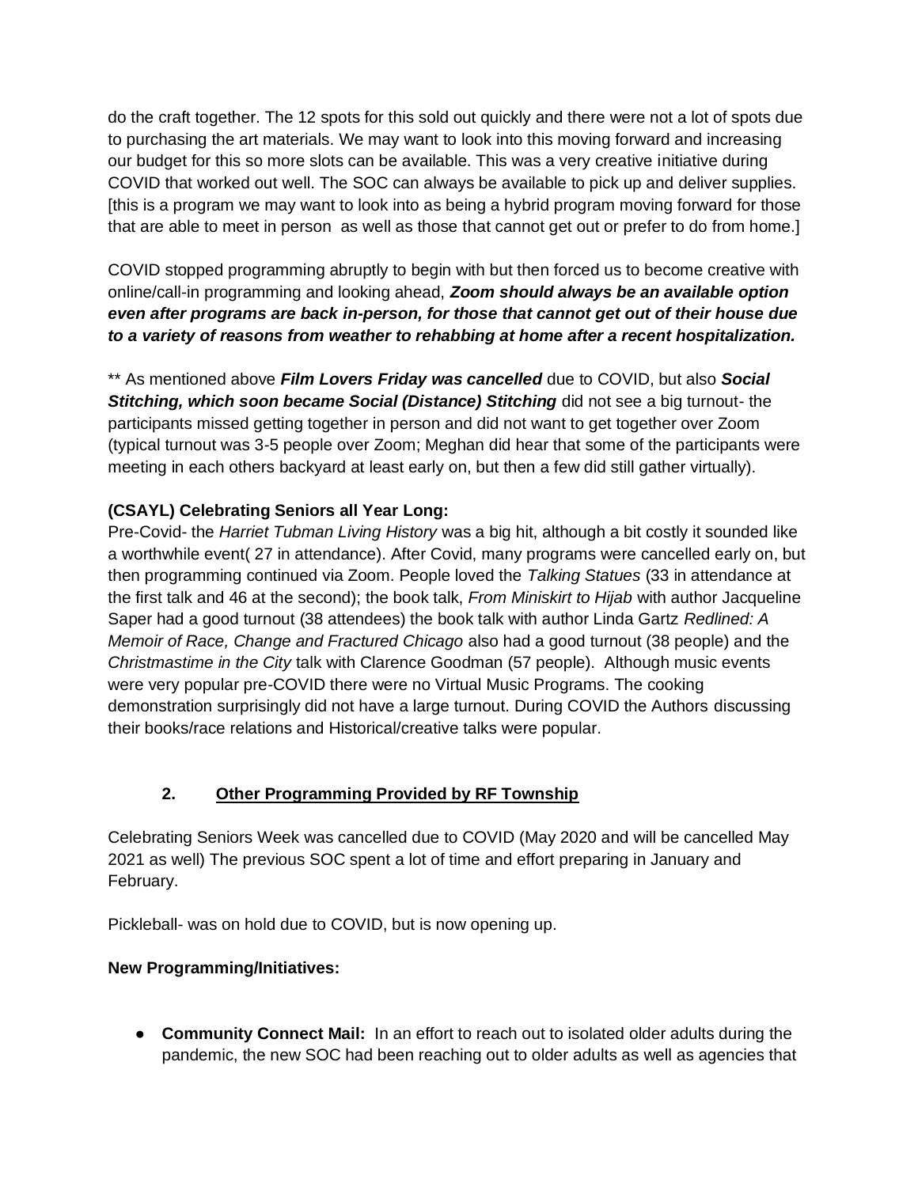do the craft together. The 12 spots for this sold out quickly and there were not a lot of spots due to purchasing the art materials. We may want to look into this moving forward and increasing our budget for this so more slots can be available. This was a very creative initiative during COVID that worked out well. The SOC can always be available to pick up and deliver supplies. [this is a program we may want to look into as being a hybrid program moving forward for those that are able to meet in person as well as those that cannot get out or prefer to do from home.]

COVID stopped programming abruptly to begin with but then forced us to become creative with online/call-in programming and looking ahead, ***Zoom should always be an available option even after programs are back in-person, for those that cannot get out of their house due to a variety of reasons from weather to rehabbing at home after a recent hospitalization.***

** As mentioned above ***Film Lovers Friday was cancelled*** due to COVID, but also ***Social Stitching, which soon became Social (Distance) Stitching*** did not see a big turnout- the participants missed getting together in person and did not want to get together over Zoom (typical turnout was 3-5 people over Zoom; Meghan did hear that some of the participants were meeting in each others backyard at least early on, but then a few did still gather virtually).

**(CSAYL) Celebrating Seniors all Year Long:**
Pre-Covid- the *Harriet Tubman Living History* was a big hit, although a bit costly it sounded like a worthwhile event( 27 in attendance). After Covid, many programs were cancelled early on, but then programming continued via Zoom. People loved the *Talking Statues* (33 in attendance at the first talk and 46 at the second); the book talk, *From Miniskirt to Hijab* with author Jacqueline Saper had a good turnout (38 attendees) the book talk with author Linda Gartz *Redlined: A Memoir of Race, Change and Fractured Chicago* also had a good turnout (38 people) and the *Christmastime in the City* talk with Clarence Goodman (57 people). Although music events were very popular pre-COVID there were no Virtual Music Programs. The cooking demonstration surprisingly did not have a large turnout. During COVID the Authors discussing their books/race relations and Historical/creative talks were popular.

## 2. Other Programming Provided by RF Township

Celebrating Seniors Week was cancelled due to COVID (May 2020 and will be cancelled May 2021 as well) The previous SOC spent a lot of time and effort preparing in January and February.

Pickleball- was on hold due to COVID, but is now opening up.

**New Programming/Initiatives:**

- **Community Connect Mail:** In an effort to reach out to isolated older adults during the pandemic, the new SOC had been reaching out to older adults as well as agencies that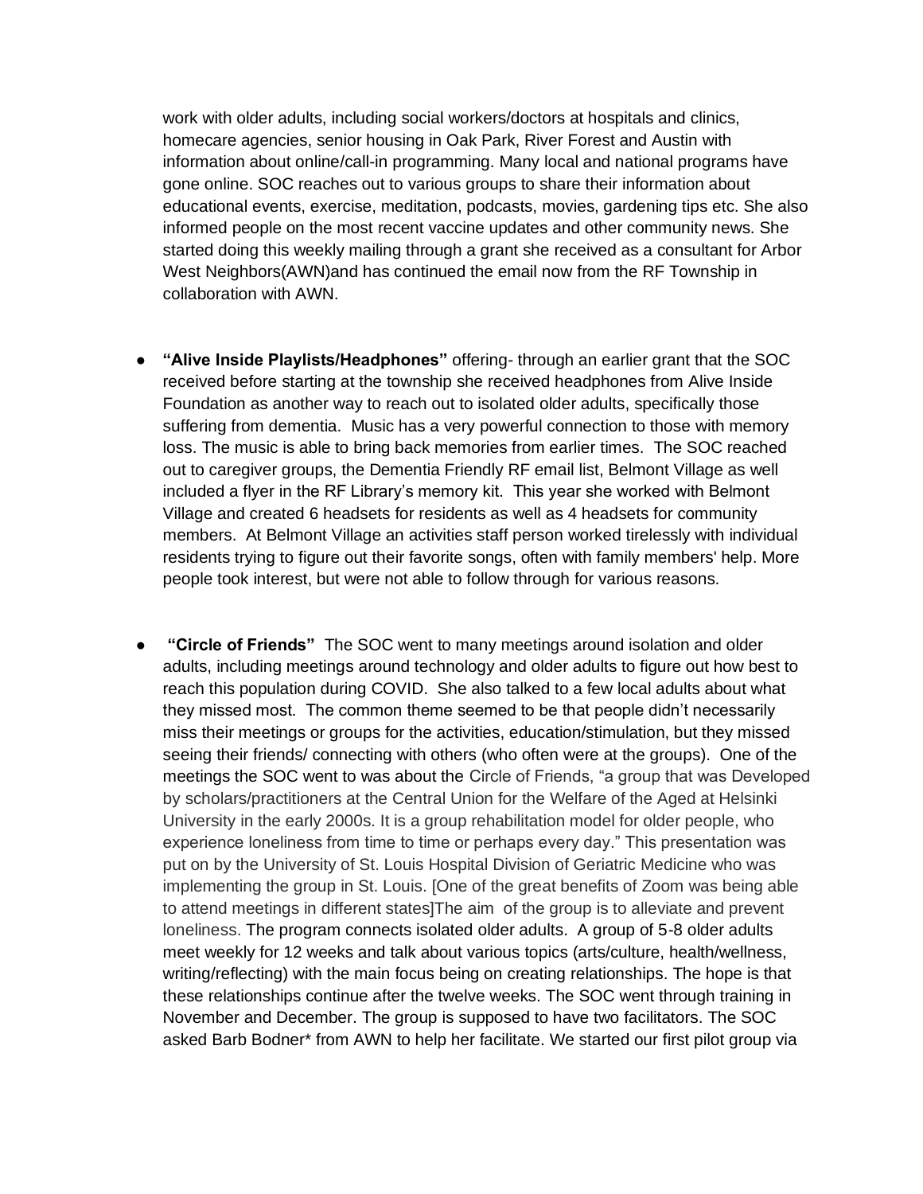work with older adults, including social workers/doctors at hospitals and clinics, homecare agencies, senior housing in Oak Park, River Forest and Austin with information about online/call-in programming. Many local and national programs have gone online. SOC reaches out to various groups to share their information about educational events, exercise, meditation, podcasts, movies, gardening tips etc. She also informed people on the most recent vaccine updates and other community news. She started doing this weekly mailing through a grant she received as a consultant for Arbor West Neighbors(AWN)and has continued the email now from the RF Township in collaboration with AWN.

- **"Alive Inside Playlists/Headphones"** offering- through an earlier grant that the SOC received before starting at the township she received headphones from Alive Inside Foundation as another way to reach out to isolated older adults, specifically those suffering from dementia. Music has a very powerful connection to those with memory loss. The music is able to bring back memories from earlier times. The SOC reached out to caregiver groups, the Dementia Friendly RF email list, Belmont Village as well included a flyer in the RF Library's memory kit. This year she worked with Belmont Village and created 6 headsets for residents as well as 4 headsets for community members. At Belmont Village an activities staff person worked tirelessly with individual residents trying to figure out their favorite songs, often with family members' help. More people took interest, but were not able to follow through for various reasons.

- **"Circle of Friends"** The SOC went to many meetings around isolation and older adults, including meetings around technology and older adults to figure out how best to reach this population during COVID. She also talked to a few local adults about what they missed most. The common theme seemed to be that people didn't necessarily miss their meetings or groups for the activities, education/stimulation, but they missed seeing their friends/ connecting with others (who often were at the groups). One of the meetings the SOC went to was about the Circle of Friends, "a group that was Developed by scholars/practitioners at the Central Union for the Welfare of the Aged at Helsinki University in the early 2000s. It is a group rehabilitation model for older people, who experience loneliness from time to time or perhaps every day." This presentation was put on by the University of St. Louis Hospital Division of Geriatric Medicine who was implementing the group in St. Louis. [One of the great benefits of Zoom was being able to attend meetings in different states]The aim of the group is to alleviate and prevent loneliness. The program connects isolated older adults. A group of 5-8 older adults meet weekly for 12 weeks and talk about various topics (arts/culture, health/wellness, writing/reflecting) with the main focus being on creating relationships. The hope is that these relationships continue after the twelve weeks. The SOC went through training in November and December. The group is supposed to have two facilitators. The SOC asked Barb Bodner* from AWN to help her facilitate. We started our first pilot group via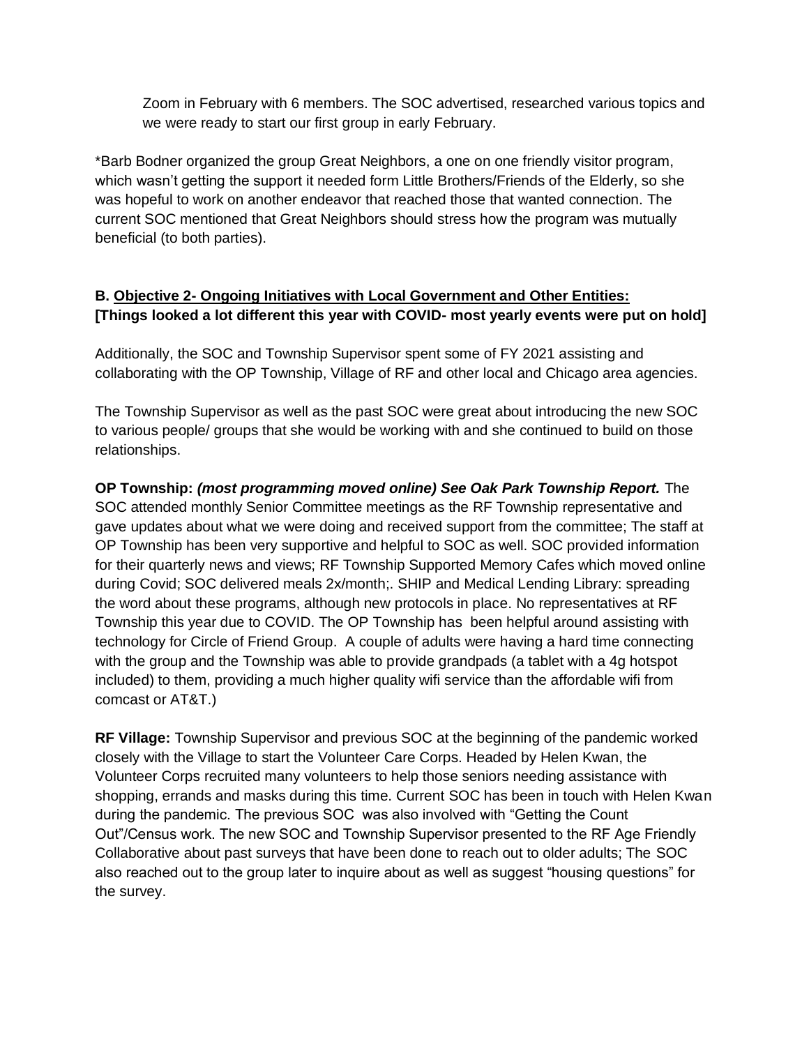Zoom in February with 6 members. The SOC advertised, researched various topics and we were ready to start our first group in early February.

*Barb Bodner organized the group Great Neighbors, a one on one friendly visitor program, which wasn't getting the support it needed form Little Brothers/Friends of the Elderly, so she was hopeful to work on another endeavor that reached those that wanted connection. The current SOC mentioned that Great Neighbors should stress how the program was mutually beneficial (to both parties).

**B. <u>Objective 2- Ongoing Initiatives with Local Government and Other Entities:</u>**
**[Things looked a lot different this year with COVID- most yearly events were put on hold]**

Additionally, the SOC and Township Supervisor spent some of FY 2021 assisting and collaborating with the OP Township, Village of RF and other local and Chicago area agencies.

The Township Supervisor as well as the past SOC were great about introducing the new SOC to various people/ groups that she would be working with and she continued to build on those relationships.

**OP Township:** ***(most programming moved online) See Oak Park Township Report.*** The SOC attended monthly Senior Committee meetings as the RF Township representative and gave updates about what we were doing and received support from the committee; The staff at OP Township has been very supportive and helpful to SOC as well. SOC provided information for their quarterly news and views; RF Township Supported Memory Cafes which moved online during Covid; SOC delivered meals 2x/month;. SHIP and Medical Lending Library: spreading the word about these programs, although new protocols in place. No representatives at RF Township this year due to COVID. The OP Township has been helpful around assisting with technology for Circle of Friend Group. A couple of adults were having a hard time connecting with the group and the Township was able to provide grandpads (a tablet with a 4g hotspot included) to them, providing a much higher quality wifi service than the affordable wifi from comcast or AT&T.)

**RF Village:** Township Supervisor and previous SOC at the beginning of the pandemic worked closely with the Village to start the Volunteer Care Corps. Headed by Helen Kwan, the Volunteer Corps recruited many volunteers to help those seniors needing assistance with shopping, errands and masks during this time. Current SOC has been in touch with Helen Kwan during the pandemic. The previous SOC was also involved with "Getting the Count Out"/Census work. The new SOC and Township Supervisor presented to the RF Age Friendly Collaborative about past surveys that have been done to reach out to older adults; The SOC also reached out to the group later to inquire about as well as suggest "housing questions" for the survey.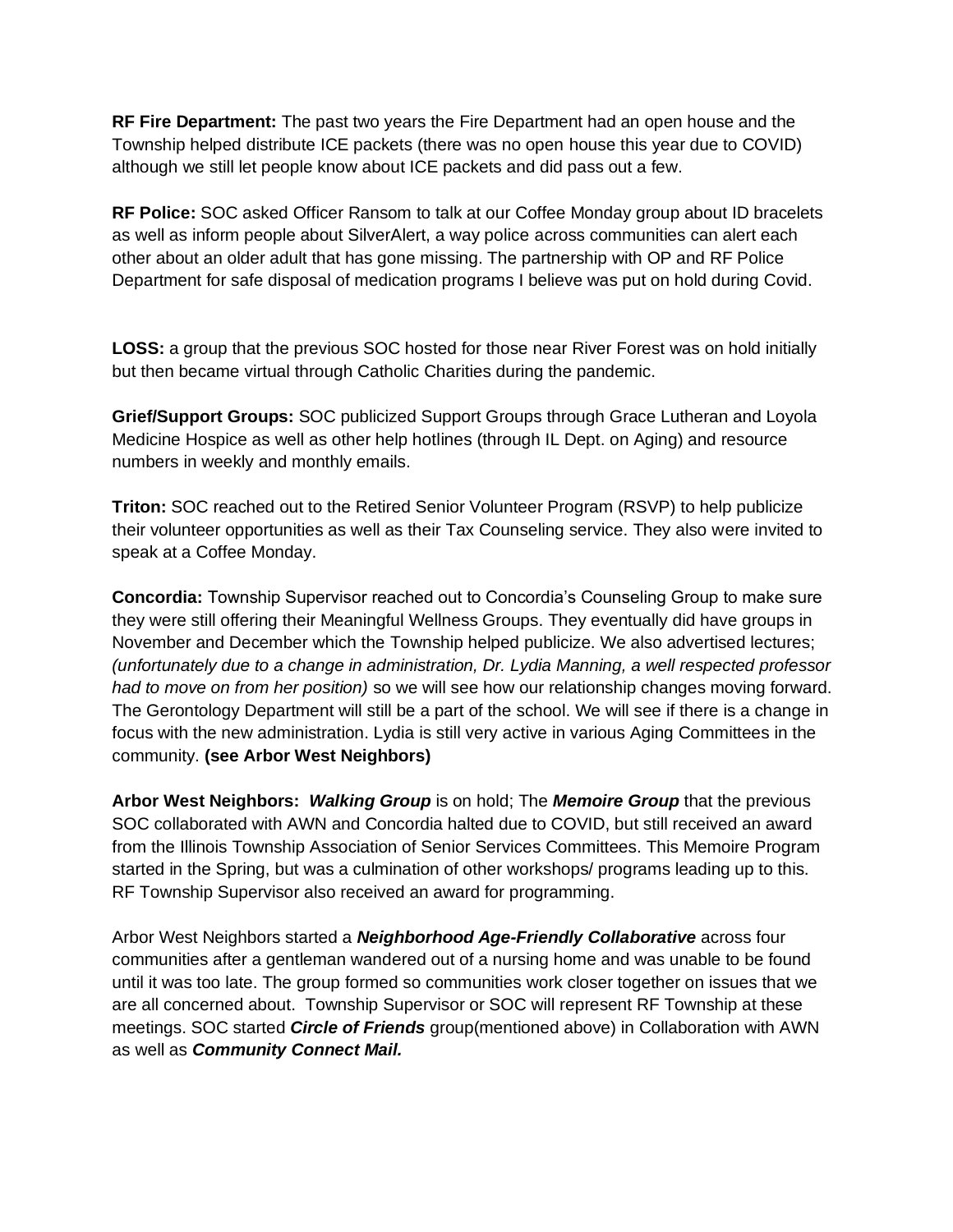**RF Fire Department:** The past two years the Fire Department had an open house and the Township helped distribute ICE packets (there was no open house this year due to COVID) although we still let people know about ICE packets and did pass out a few.

**RF Police:** SOC asked Officer Ransom to talk at our Coffee Monday group about ID bracelets as well as inform people about SilverAlert, a way police across communities can alert each other about an older adult that has gone missing. The partnership with OP and RF Police Department for safe disposal of medication programs I believe was put on hold during Covid.

**LOSS:** a group that the previous SOC hosted for those near River Forest was on hold initially but then became virtual through Catholic Charities during the pandemic.

**Grief/Support Groups:** SOC publicized Support Groups through Grace Lutheran and Loyola Medicine Hospice as well as other help hotlines (through IL Dept. on Aging) and resource numbers in weekly and monthly emails.

**Triton:** SOC reached out to the Retired Senior Volunteer Program (RSVP) to help publicize their volunteer opportunities as well as their Tax Counseling service. They also were invited to speak at a Coffee Monday.

**Concordia:** Township Supervisor reached out to Concordia's Counseling Group to make sure they were still offering their Meaningful Wellness Groups. They eventually did have groups in November and December which the Township helped publicize. We also advertised lectures; *(unfortunately due to a change in administration, Dr. Lydia Manning, a well respected professor had to move on from her position)* so we will see how our relationship changes moving forward. The Gerontology Department will still be a part of the school. We will see if there is a change in focus with the new administration. Lydia is still very active in various Aging Committees in the community. **(see Arbor West Neighbors)**

**Arbor West Neighbors:** ***Walking Group*** is on hold; The ***Memoire Group*** that the previous SOC collaborated with AWN and Concordia halted due to COVID, but still received an award from the Illinois Township Association of Senior Services Committees. This Memoire Program started in the Spring, but was a culmination of other workshops/ programs leading up to this. RF Township Supervisor also received an award for programming.

Arbor West Neighbors started a ***Neighborhood Age-Friendly Collaborative*** across four communities after a gentleman wandered out of a nursing home and was unable to be found until it was too late. The group formed so communities work closer together on issues that we are all concerned about. Township Supervisor or SOC will represent RF Township at these meetings. SOC started ***Circle of Friends*** group(mentioned above) in Collaboration with AWN as well as ***Community Connect Mail.***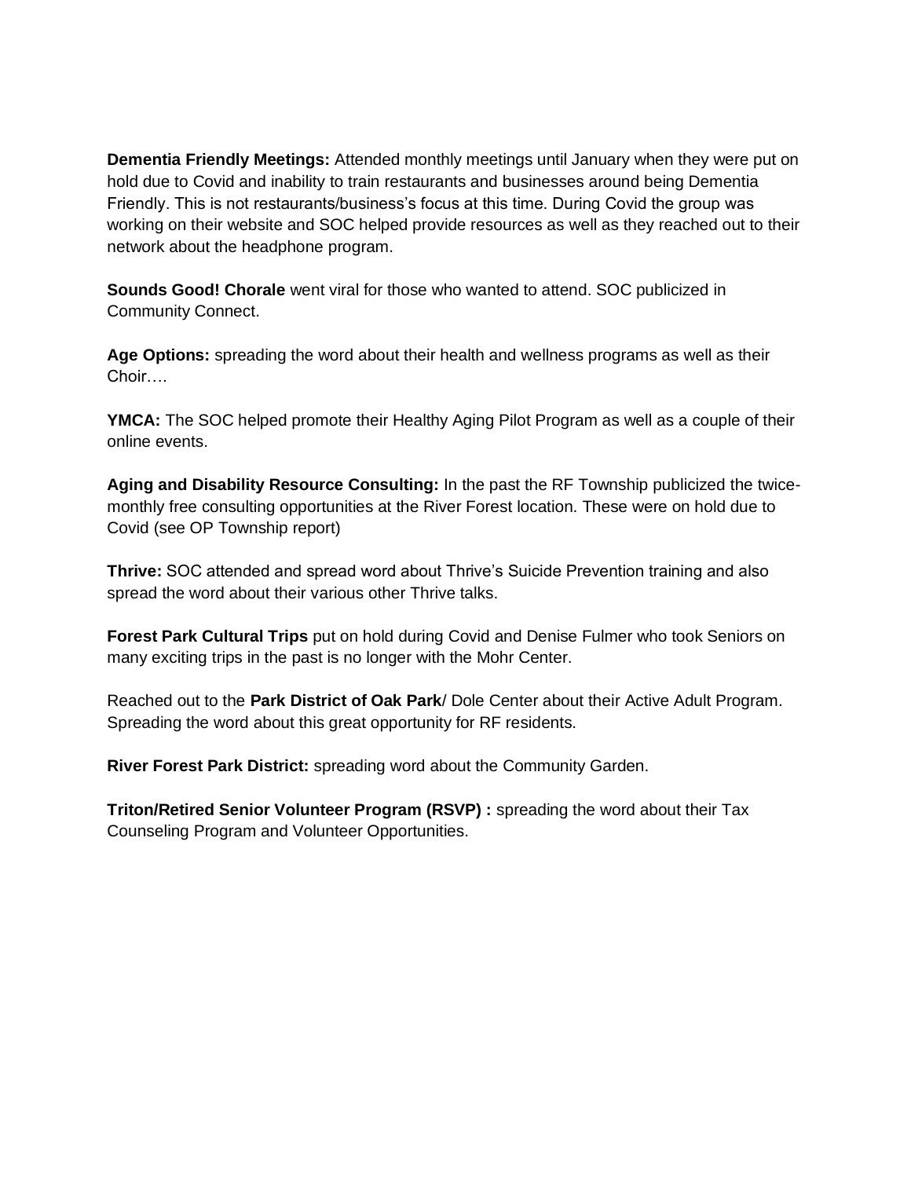**Dementia Friendly Meetings:** Attended monthly meetings until January when they were put on hold due to Covid and inability to train restaurants and businesses around being Dementia Friendly. This is not restaurants/business's focus at this time. During Covid the group was working on their website and SOC helped provide resources as well as they reached out to their network about the headphone program.

**Sounds Good! Chorale** went viral for those who wanted to attend. SOC publicized in Community Connect.

**Age Options:** spreading the word about their health and wellness programs as well as their Choir….

**YMCA:** The SOC helped promote their Healthy Aging Pilot Program as well as a couple of their online events.

**Aging and Disability Resource Consulting:** In the past the RF Township publicized the twice-monthly free consulting opportunities at the River Forest location. These were on hold due to Covid (see OP Township report)

**Thrive:** SOC attended and spread word about Thrive's Suicide Prevention training and also spread the word about their various other Thrive talks.

**Forest Park Cultural Trips** put on hold during Covid and Denise Fulmer who took Seniors on many exciting trips in the past is no longer with the Mohr Center.

Reached out to the **Park District of Oak Park**/ Dole Center about their Active Adult Program. Spreading the word about this great opportunity for RF residents.

**River Forest Park District:** spreading word about the Community Garden.

**Triton/Retired Senior Volunteer Program (RSVP) :** spreading the word about their Tax Counseling Program and Volunteer Opportunities.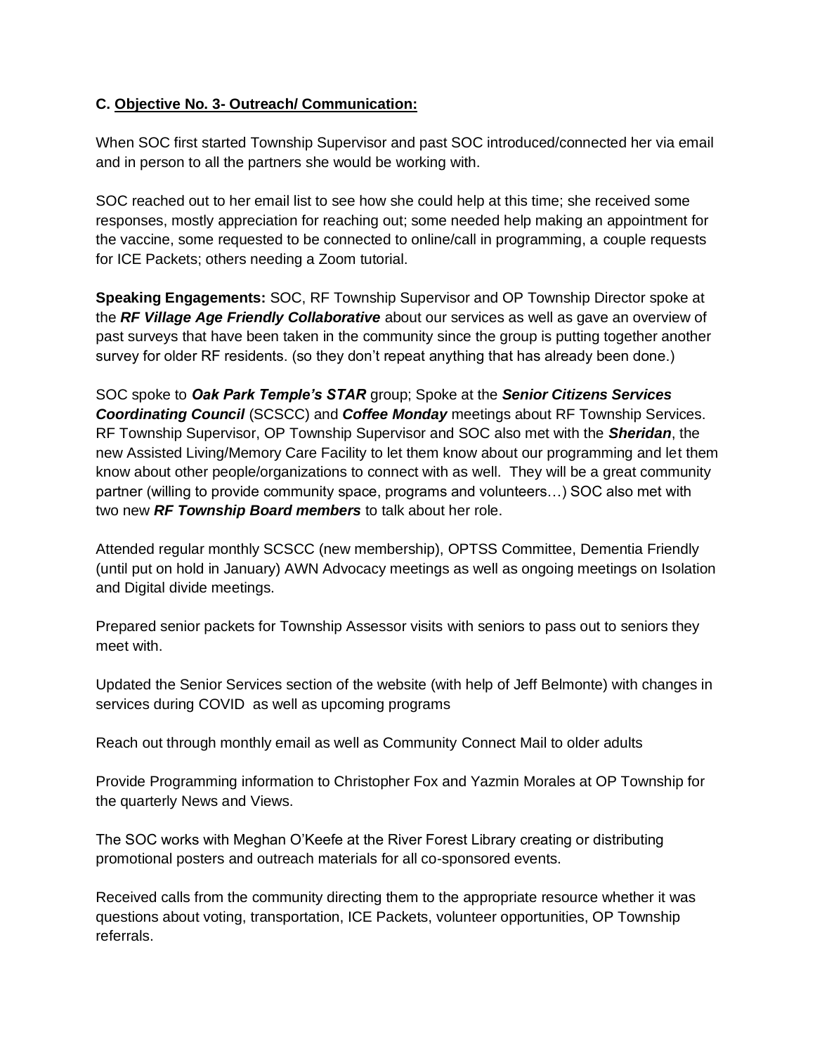**C. <u>Objective No. 3- Outreach/ Communication:</u>**

When SOC first started Township Supervisor and past SOC introduced/connected her via email and in person to all the partners she would be working with.

SOC reached out to her email list to see how she could help at this time; she received some responses, mostly appreciation for reaching out; some needed help making an appointment for the vaccine, some requested to be connected to online/call in programming, a couple requests for ICE Packets; others needing a Zoom tutorial.

**Speaking Engagements:** SOC, RF Township Supervisor and OP Township Director spoke at the ***RF Village Age Friendly Collaborative*** about our services as well as gave an overview of past surveys that have been taken in the community since the group is putting together another survey for older RF residents. (so they don't repeat anything that has already been done.)

SOC spoke to ***Oak Park Temple's STAR*** group; Spoke at the ***Senior Citizens Services Coordinating Council*** (SCSCC) and ***Coffee Monday*** meetings about RF Township Services. RF Township Supervisor, OP Township Supervisor and SOC also met with the ***Sheridan***, the new Assisted Living/Memory Care Facility to let them know about our programming and let them know about other people/organizations to connect with as well. They will be a great community partner (willing to provide community space, programs and volunteers…) SOC also met with two new ***RF Township Board members*** to talk about her role.

Attended regular monthly SCSCC (new membership), OPTSS Committee, Dementia Friendly (until put on hold in January) AWN Advocacy meetings as well as ongoing meetings on Isolation and Digital divide meetings.

Prepared senior packets for Township Assessor visits with seniors to pass out to seniors they meet with.

Updated the Senior Services section of the website (with help of Jeff Belmonte) with changes in services during COVID as well as upcoming programs

Reach out through monthly email as well as Community Connect Mail to older adults

Provide Programming information to Christopher Fox and Yazmin Morales at OP Township for the quarterly News and Views.

The SOC works with Meghan O'Keefe at the River Forest Library creating or distributing promotional posters and outreach materials for all co-sponsored events.

Received calls from the community directing them to the appropriate resource whether it was questions about voting, transportation, ICE Packets, volunteer opportunities, OP Township referrals.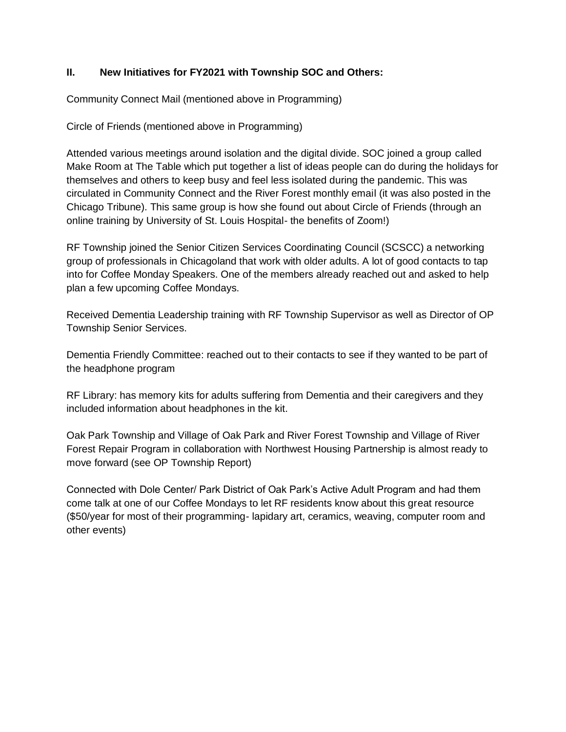## II. New Initiatives for FY2021 with Township SOC and Others:

Community Connect Mail (mentioned above in Programming)

Circle of Friends (mentioned above in Programming)

Attended various meetings around isolation and the digital divide. SOC joined a group called Make Room at The Table which put together a list of ideas people can do during the holidays for themselves and others to keep busy and feel less isolated during the pandemic. This was circulated in Community Connect and the River Forest monthly email (it was also posted in the Chicago Tribune). This same group is how she found out about Circle of Friends (through an online training by University of St. Louis Hospital- the benefits of Zoom!)

RF Township joined the Senior Citizen Services Coordinating Council (SCSCC) a networking group of professionals in Chicagoland that work with older adults. A lot of good contacts to tap into for Coffee Monday Speakers. One of the members already reached out and asked to help plan a few upcoming Coffee Mondays.

Received Dementia Leadership training with RF Township Supervisor as well as Director of OP Township Senior Services.

Dementia Friendly Committee: reached out to their contacts to see if they wanted to be part of the headphone program

RF Library: has memory kits for adults suffering from Dementia and their caregivers and they included information about headphones in the kit.

Oak Park Township and Village of Oak Park and River Forest Township and Village of River Forest Repair Program in collaboration with Northwest Housing Partnership is almost ready to move forward (see OP Township Report)

Connected with Dole Center/ Park District of Oak Park's Active Adult Program and had them come talk at one of our Coffee Mondays to let RF residents know about this great resource ($50/year for most of their programming- lapidary art, ceramics, weaving, computer room and other events)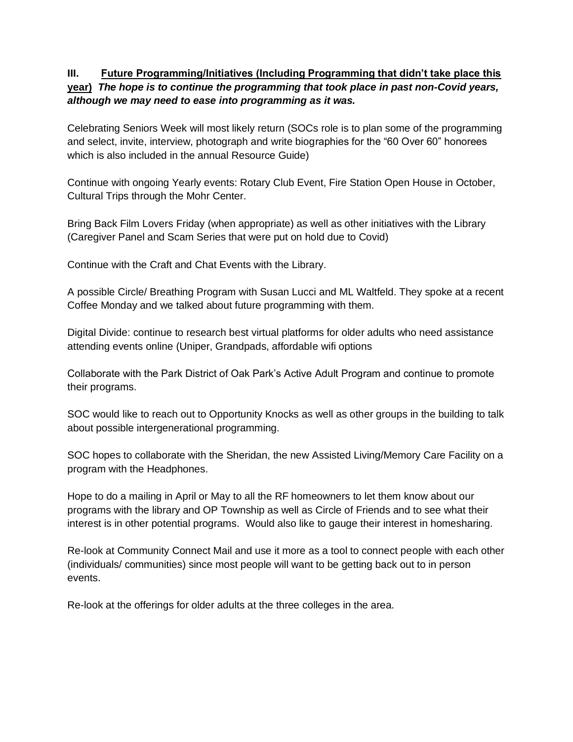## III. Future Programming/Initiatives (Including Programming that didn't take place this year) *The hope is to continue the programming that took place in past non-Covid years, although we may need to ease into programming as it was.*

Celebrating Seniors Week will most likely return (SOCs role is to plan some of the programming and select, invite, interview, photograph and write biographies for the "60 Over 60" honorees which is also included in the annual Resource Guide)

Continue with ongoing Yearly events: Rotary Club Event, Fire Station Open House in October, Cultural Trips through the Mohr Center.

Bring Back Film Lovers Friday (when appropriate) as well as other initiatives with the Library (Caregiver Panel and Scam Series that were put on hold due to Covid)

Continue with the Craft and Chat Events with the Library.

A possible Circle/ Breathing Program with Susan Lucci and ML Waltfeld. They spoke at a recent Coffee Monday and we talked about future programming with them.

Digital Divide: continue to research best virtual platforms for older adults who need assistance attending events online (Uniper, Grandpads, affordable wifi options

Collaborate with the Park District of Oak Park's Active Adult Program and continue to promote their programs.

SOC would like to reach out to Opportunity Knocks as well as other groups in the building to talk about possible intergenerational programming.

SOC hopes to collaborate with the Sheridan, the new Assisted Living/Memory Care Facility on a program with the Headphones.

Hope to do a mailing in April or May to all the RF homeowners to let them know about our programs with the library and OP Township as well as Circle of Friends and to see what their interest is in other potential programs. Would also like to gauge their interest in homesharing.

Re-look at Community Connect Mail and use it more as a tool to connect people with each other (individuals/ communities) since most people will want to be getting back out to in person events.

Re-look at the offerings for older adults at the three colleges in the area.